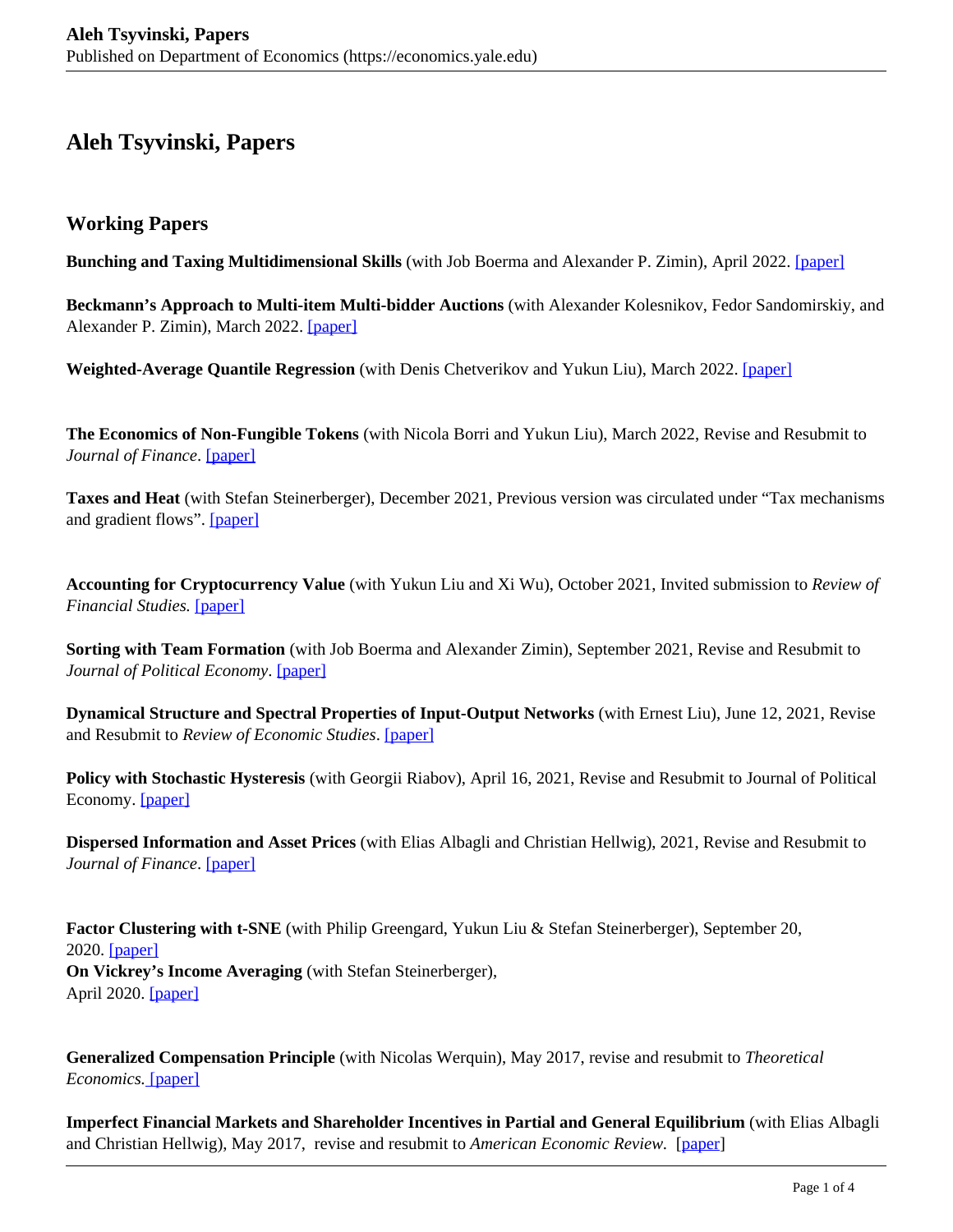# Aleh Tsyvinski, Papers

## Working Papers

**Bunching and Taxing Multidimensional Skills** (with Job Boerma and Alexander P. Zimin), April 2022. [paper]

**Beckmann's Approach to Multi-item Multi-bidder Auctions** (with Alexander Kolesnikov, Fedor Sandomirskiy, and Alexander P. Zimin), March 2022. [paper]

**Weighted-Average Quantile Regression** (with Denis Chetverikov and Yukun Liu), March 2022. [paper]

**The Economics of Non-Fungible Tokens** (with Nicola Borri and Yukun Liu), March 2022, Revise and Resubmit to *Journal of Finance*. [paper]

**Taxes and Heat** (with Stefan Steinerberger), December 2021, Previous version was circulated under "Tax mechanisms and gradient flows". [paper]

**Accounting for Cryptocurrency Value** (with Yukun Liu and Xi Wu), October 2021, Invited submission to *Review of Financial Studies.* [paper]

**Sorting with Team Formation** (with Job Boerma and Alexander Zimin), September 2021, Revise and Resubmit to *Journal of Political Economy*. [paper]

**Dynamical Structure and Spectral Properties of Input-Output Networks** (with Ernest Liu), June 12, 2021, Revise and Resubmit to *Review of Economic Studies*. [paper]

**Policy with Stochastic Hysteresis** (with Georgii Riabov), April 16, 2021, Revise and Resubmit to Journal of Political Economy. [paper]

**Dispersed Information and Asset Prices** (with Elias Albagli and Christian Hellwig), 2021, Revise and Resubmit to *Journal of Finance*. [paper]

**Factor Clustering with t-SNE** (with Philip Greengard, Yukun Liu & Stefan Steinerberger), September 20, 2020. [paper]
**On Vickrey's Income Averaging** (with Stefan Steinerberger), April 2020. [paper]

**Generalized Compensation Principle** (with Nicolas Werquin), May 2017, revise and resubmit to *Theoretical Economics.* [paper]

**Imperfect Financial Markets and Shareholder Incentives in Partial and General Equilibrium** (with Elias Albagli and Christian Hellwig), May 2017, revise and resubmit to *American Economic Review.* [paper]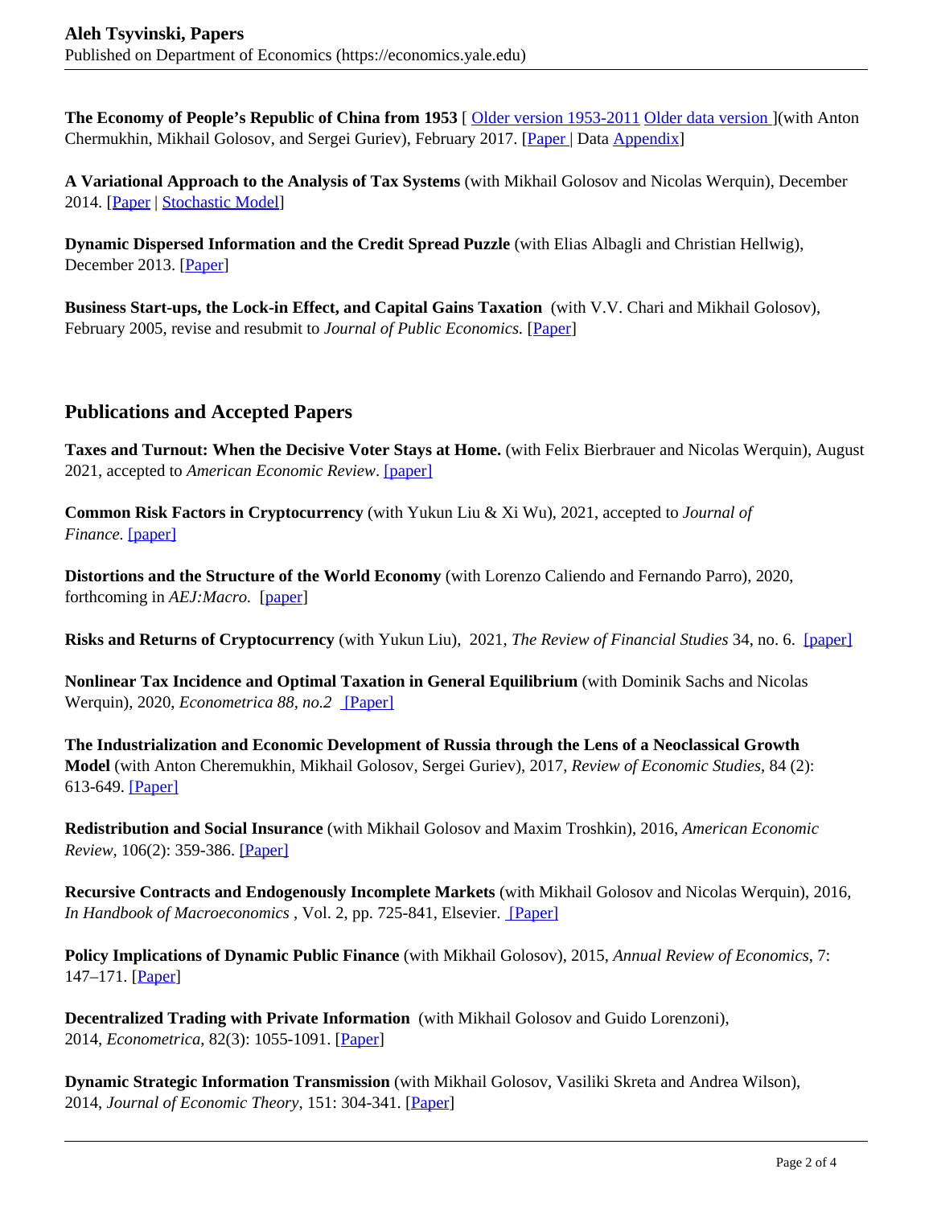**The Economy of People's Republic of China from 1953** [ Older version 1953-2011 Older data version ](with Anton Chermukhin, Mikhail Golosov, and Sergei Guriev), February 2017. [Paper | Data Appendix]

**A Variational Approach to the Analysis of Tax Systems** (with Mikhail Golosov and Nicolas Werquin), December 2014. [Paper | Stochastic Model]

**Dynamic Dispersed Information and the Credit Spread Puzzle** (with Elias Albagli and Christian Hellwig), December 2013. [Paper]

**Business Start-ups, the Lock-in Effect, and Capital Gains Taxation** (with V.V. Chari and Mikhail Golosov), February 2005, revise and resubmit to *Journal of Public Economics*. [Paper]

## Publications and Accepted Papers

**Taxes and Turnout: When the Decisive Voter Stays at Home.** (with Felix Bierbrauer and Nicolas Werquin), August 2021, accepted to *American Economic Review*. [paper]

**Common Risk Factors in Cryptocurrency** (with Yukun Liu & Xi Wu), 2021, accepted to *Journal of Finance.* [paper]

**Distortions and the Structure of the World Economy** (with Lorenzo Caliendo and Fernando Parro), 2020, forthcoming in *AEJ:Macro.* [paper]

**Risks and Returns of Cryptocurrency** (with Yukun Liu), 2021, *The Review of Financial Studies* 34, no. 6. [paper]

**Nonlinear Tax Incidence and Optimal Taxation in General Equilibrium** (with Dominik Sachs and Nicolas Werquin), 2020, *Econometrica 88, no.2* [Paper]

**The Industrialization and Economic Development of Russia through the Lens of a Neoclassical Growth Model** (with Anton Cheremukhin, Mikhail Golosov, Sergei Guriev), 2017, *Review of Economic Studies*, 84 (2): 613-649. [Paper]

**Redistribution and Social Insurance** (with Mikhail Golosov and Maxim Troshkin), 2016, *American Economic Review*, 106(2): 359-386. [Paper]

**Recursive Contracts and Endogenously Incomplete Markets** (with Mikhail Golosov and Nicolas Werquin), 2016, *In Handbook of Macroeconomics* , Vol. 2, pp. 725-841, Elsevier. [Paper]

**Policy Implications of Dynamic Public Finance** (with Mikhail Golosov), 2015, *Annual Review of Economics*, 7: 147–171. [Paper]

**Decentralized Trading with Private Information** (with Mikhail Golosov and Guido Lorenzoni), 2014, *Econometrica*, 82(3): 1055-1091. [Paper]

**Dynamic Strategic Information Transmission** (with Mikhail Golosov, Vasiliki Skreta and Andrea Wilson), 2014, *Journal of Economic Theory*, 151: 304-341. [Paper]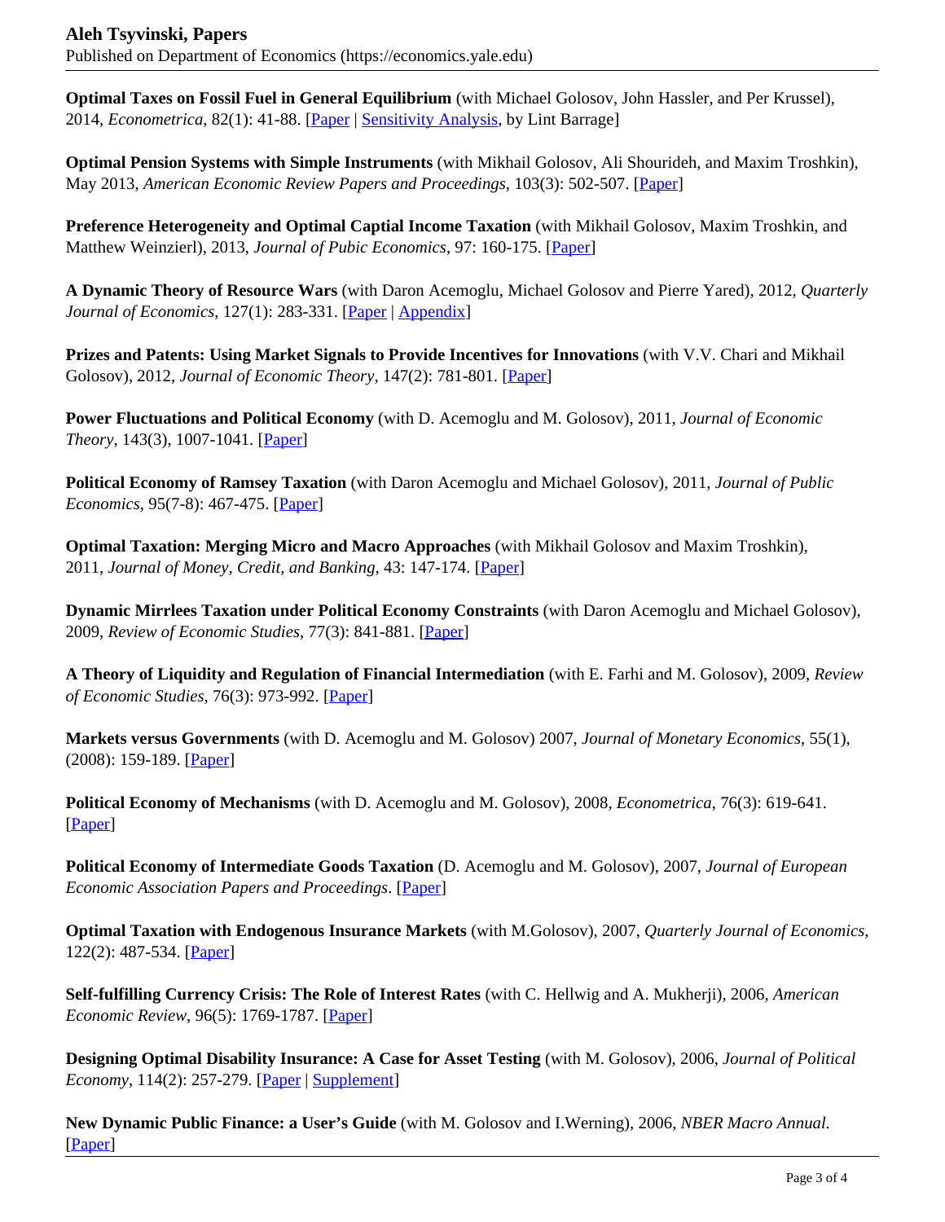**Optimal Taxes on Fossil Fuel in General Equilibrium** (with Michael Golosov, John Hassler, and Per Krussel), 2014, *Econometrica*, 82(1): 41-88. [Paper | Sensitivity Analysis, by Lint Barrage]

**Optimal Pension Systems with Simple Instruments** (with Mikhail Golosov, Ali Shourideh, and Maxim Troshkin), May 2013, *American Economic Review Papers and Proceedings*, 103(3): 502-507. [Paper]

**Preference Heterogeneity and Optimal Captial Income Taxation** (with Mikhail Golosov, Maxim Troshkin, and Matthew Weinzierl), 2013, *Journal of Pubic Economics*, 97: 160-175. [Paper]

**A Dynamic Theory of Resource Wars** (with Daron Acemoglu, Michael Golosov and Pierre Yared), 2012, *Quarterly Journal of Economics*, 127(1): 283-331. [Paper | Appendix]

**Prizes and Patents: Using Market Signals to Provide Incentives for Innovations** (with V.V. Chari and Mikhail Golosov), 2012, *Journal of Economic Theory*, 147(2): 781-801. [Paper]

**Power Fluctuations and Political Economy** (with D. Acemoglu and M. Golosov), 2011, *Journal of Economic Theory*, 143(3), 1007-1041. [Paper]

**Political Economy of Ramsey Taxation** (with Daron Acemoglu and Michael Golosov), 2011, *Journal of Public Economics*, 95(7-8): 467-475. [Paper]

**Optimal Taxation: Merging Micro and Macro Approaches** (with Mikhail Golosov and Maxim Troshkin), 2011, *Journal of Money, Credit, and Banking*, 43: 147-174. [Paper]

**Dynamic Mirrlees Taxation under Political Economy Constraints** (with Daron Acemoglu and Michael Golosov), 2009, *Review of Economic Studies*, 77(3): 841-881. [Paper]

**A Theory of Liquidity and Regulation of Financial Intermediation** (with E. Farhi and M. Golosov), 2009, *Review of Economic Studies*, 76(3): 973-992. [Paper]

**Markets versus Governments** (with D. Acemoglu and M. Golosov) 2007, *Journal of Monetary Economics*, 55(1), (2008): 159-189. [Paper]

**Political Economy of Mechanisms** (with D. Acemoglu and M. Golosov), 2008, *Econometrica*, 76(3): 619-641. [Paper]

**Political Economy of Intermediate Goods Taxation** (D. Acemoglu and M. Golosov), 2007, *Journal of European Economic Association Papers and Proceedings*. [Paper]

**Optimal Taxation with Endogenous Insurance Markets** (with M.Golosov), 2007, *Quarterly Journal of Economics*, 122(2): 487-534. [Paper]

**Self-fulfilling Currency Crisis: The Role of Interest Rates** (with C. Hellwig and A. Mukherji), 2006, *American Economic Review*, 96(5): 1769-1787. [Paper]

**Designing Optimal Disability Insurance: A Case for Asset Testing** (with M. Golosov), 2006, *Journal of Political Economy*, 114(2): 257-279. [Paper | Supplement]

**New Dynamic Public Finance: a User's Guide** (with M. Golosov and I.Werning), 2006, *NBER Macro Annual.* [Paper]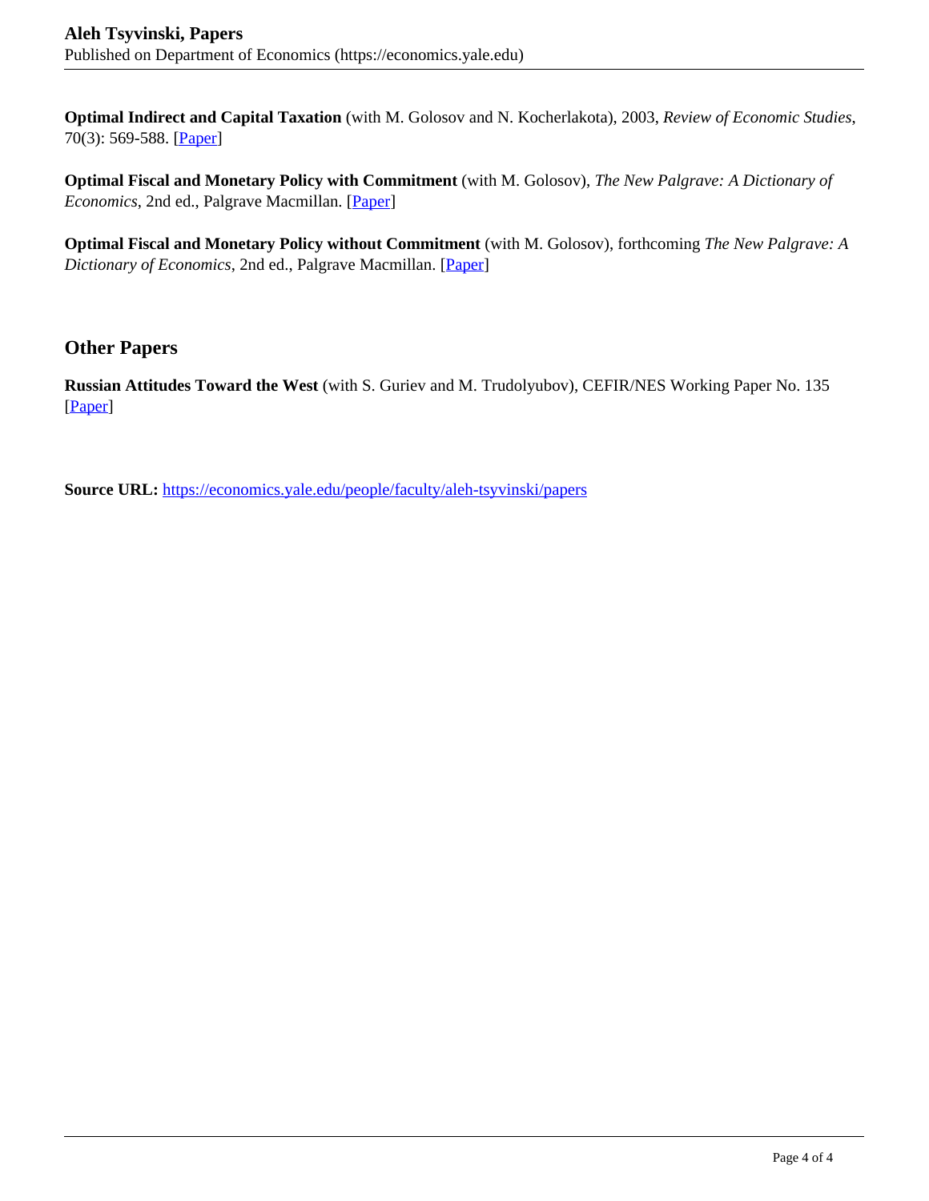**Optimal Indirect and Capital Taxation** (with M. Golosov and N. Kocherlakota), 2003, *Review of Economic Studies*, 70(3): 569-588. [Paper]

**Optimal Fiscal and Monetary Policy with Commitment** (with M. Golosov), *The New Palgrave: A Dictionary of Economics*, 2nd ed., Palgrave Macmillan. [Paper]

**Optimal Fiscal and Monetary Policy without Commitment** (with M. Golosov), forthcoming *The New Palgrave: A Dictionary of Economics*, 2nd ed., Palgrave Macmillan. [Paper]

## Other Papers

**Russian Attitudes Toward the West** (with S. Guriev and M. Trudolyubov), CEFIR/NES Working Paper No. 135 [Paper]

**Source URL:** https://economics.yale.edu/people/faculty/aleh-tsyvinski/papers